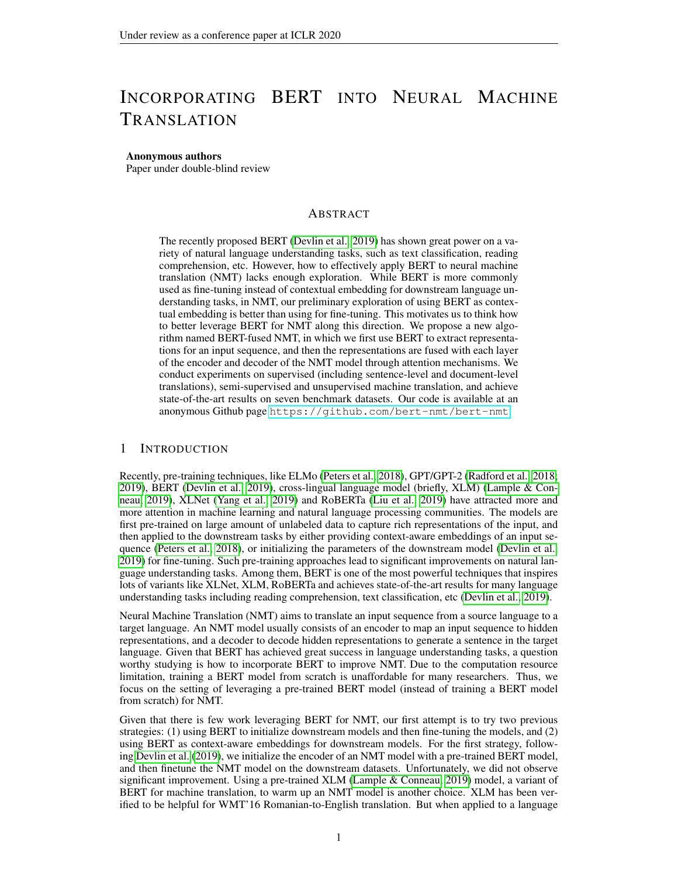# INCORPORATING BERT INTO NEURAL MACHINE TRANSLATION

**Anonymous authors**
Paper under double-blind review

## ABSTRACT

The recently proposed BERT (Devlin et al., 2019) has shown great power on a variety of natural language understanding tasks, such as text classification, reading comprehension, etc. However, how to effectively apply BERT to neural machine translation (NMT) lacks enough exploration. While BERT is more commonly used as fine-tuning instead of contextual embedding for downstream language understanding tasks, in NMT, our preliminary exploration of using BERT as contextual embedding is better than using for fine-tuning. This motivates us to think how to better leverage BERT for NMT along this direction. We propose a new algorithm named BERT-fused NMT, in which we first use BERT to extract representations for an input sequence, and then the representations are fused with each layer of the encoder and decoder of the NMT model through attention mechanisms. We conduct experiments on supervised (including sentence-level and document-level translations), semi-supervised and unsupervised machine translation, and achieve state-of-the-art results on seven benchmark datasets. Our code is available at an anonymous Github page `https://github.com/bert-nmt/bert-nmt`.

## 1 INTRODUCTION

Recently, pre-training techniques, like ELMo (Peters et al., 2018), GPT/GPT-2 (Radford et al., 2018; 2019), BERT (Devlin et al., 2019), cross-lingual language model (briefly, XLM) (Lample & Conneau, 2019), XLNet (Yang et al., 2019) and RoBERTa (Liu et al., 2019) have attracted more and more attention in machine learning and natural language processing communities. The models are first pre-trained on large amount of unlabeled data to capture rich representations of the input, and then applied to the downstream tasks by either providing context-aware embeddings of an input sequence (Peters et al., 2018), or initializing the parameters of the downstream model (Devlin et al., 2019) for fine-tuning. Such pre-training approaches lead to significant improvements on natural language understanding tasks. Among them, BERT is one of the most powerful techniques that inspires lots of variants like XLNet, XLM, RoBERTa and achieves state-of-the-art results for many language understanding tasks including reading comprehension, text classification, etc (Devlin et al., 2019).

Neural Machine Translation (NMT) aims to translate an input sequence from a source language to a target language. An NMT model usually consists of an encoder to map an input sequence to hidden representations, and a decoder to decode hidden representations to generate a sentence in the target language. Given that BERT has achieved great success in language understanding tasks, a question worthy studying is how to incorporate BERT to improve NMT. Due to the computation resource limitation, training a BERT model from scratch is unaffordable for many researchers. Thus, we focus on the setting of leveraging a pre-trained BERT model (instead of training a BERT model from scratch) for NMT.

Given that there is few work leveraging BERT for NMT, our first attempt is to try two previous strategies: (1) using BERT to initialize downstream models and then fine-tuning the models, and (2) using BERT as context-aware embeddings for downstream models. For the first strategy, following Devlin et al. (2019), we initialize the encoder of an NMT model with a pre-trained BERT model, and then finetune the NMT model on the downstream datasets. Unfortunately, we did not observe significant improvement. Using a pre-trained XLM (Lample & Conneau, 2019) model, a variant of BERT for machine translation, to warm up an NMT model is another choice. XLM has been verified to be helpful for WMT'16 Romanian-to-English translation. But when applied to a language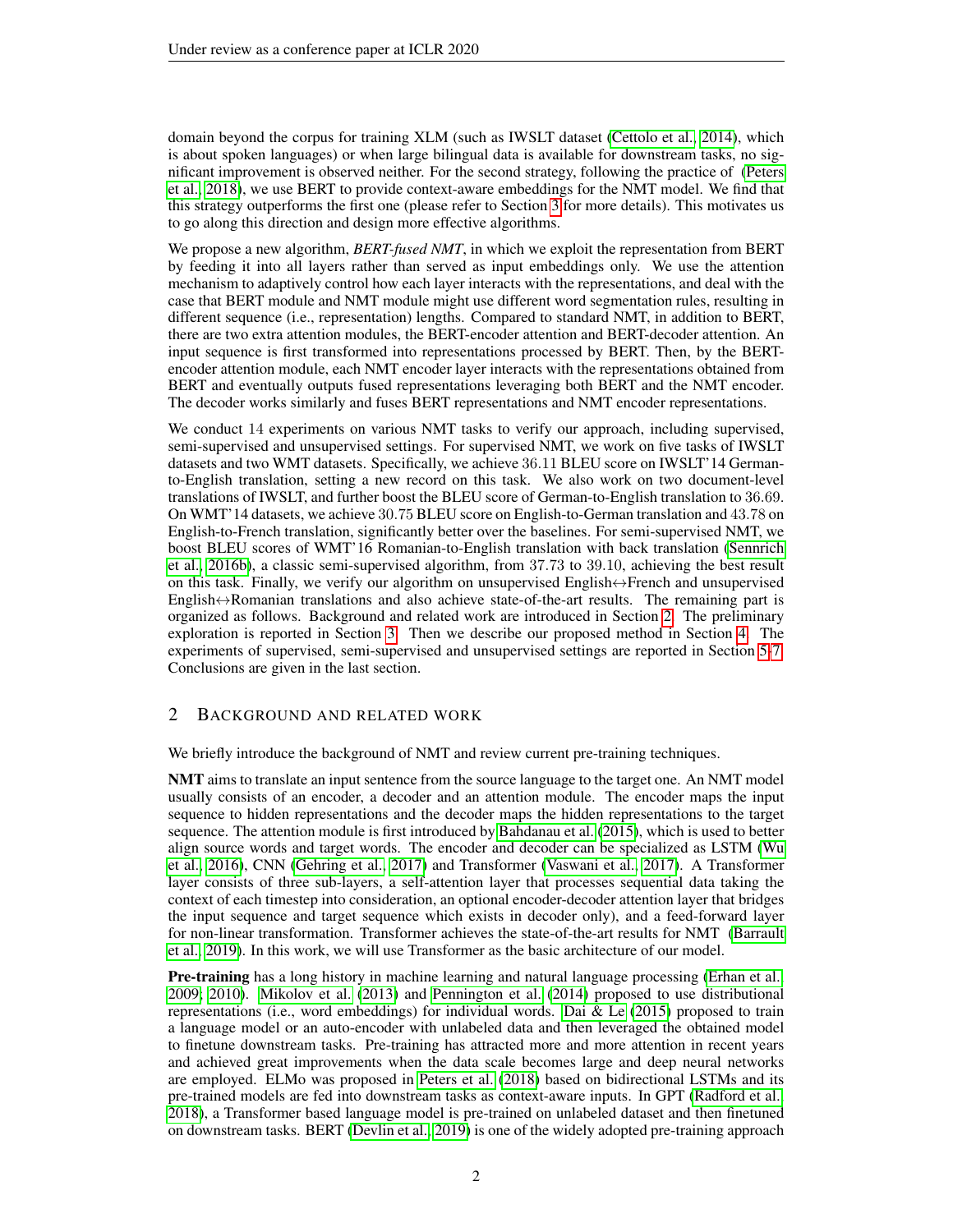domain beyond the corpus for training XLM (such as IWSLT dataset (Cettolo et al., 2014), which is about spoken languages) or when large bilingual data is available for downstream tasks, no significant improvement is observed neither. For the second strategy, following the practice of (Peters et al., 2018), we use BERT to provide context-aware embeddings for the NMT model. We find that this strategy outperforms the first one (please refer to Section 3 for more details). This motivates us to go along this direction and design more effective algorithms.

We propose a new algorithm, ***BERT-fused NMT***, in which we exploit the representation from BERT by feeding it into all layers rather than served as input embeddings only. We use the attention mechanism to adaptively control how each layer interacts with the representations, and deal with the case that BERT module and NMT module might use different word segmentation rules, resulting in different sequence (i.e., representation) lengths. Compared to standard NMT, in addition to BERT, there are two extra attention modules, the BERT-encoder attention and BERT-decoder attention. An input sequence is first transformed into representations processed by BERT. Then, by the BERT-encoder attention module, each NMT encoder layer interacts with the representations obtained from BERT and eventually outputs fused representations leveraging both BERT and the NMT encoder. The decoder works similarly and fuses BERT representations and NMT encoder representations.

We conduct 14 experiments on various NMT tasks to verify our approach, including supervised, semi-supervised and unsupervised settings. For supervised NMT, we work on five tasks of IWSLT datasets and two WMT datasets. Specifically, we achieve 36.11 BLEU score on IWSLT'14 German-to-English translation, setting a new record on this task. We also work on two document-level translations of IWSLT, and further boost the BLEU score of German-to-English translation to 36.69. On WMT'14 datasets, we achieve 30.75 BLEU score on English-to-German translation and 43.78 on English-to-French translation, significantly better over the baselines. For semi-supervised NMT, we boost BLEU scores of WMT'16 Romanian-to-English translation with back translation (Sennrich et al., 2016b), a classic semi-supervised algorithm, from 37.73 to 39.10, achieving the best result on this task. Finally, we verify our algorithm on unsupervised English↔French and unsupervised English↔Romanian translations and also achieve state-of-the-art results. The remaining part is organized as follows. Background and related work are introduced in Section 2. The preliminary exploration is reported in Section 3. Then we describe our proposed method in Section 4. The experiments of supervised, semi-supervised and unsupervised settings are reported in Section 5-7. Conclusions are given in the last section.

## 2 Background and Related Work

We briefly introduce the background of NMT and review current pre-training techniques.

**NMT** aims to translate an input sentence from the source language to the target one. An NMT model usually consists of an encoder, a decoder and an attention module. The encoder maps the input sequence to hidden representations and the decoder maps the hidden representations to the target sequence. The attention module is first introduced by Bahdanau et al. (2015), which is used to better align source words and target words. The encoder and decoder can be specialized as LSTM (Wu et al., 2016), CNN (Gehring et al., 2017) and Transformer (Vaswani et al., 2017). A Transformer layer consists of three sub-layers, a self-attention layer that processes sequential data taking the context of each timestep into consideration, an optional encoder-decoder attention layer that bridges the input sequence and target sequence which exists in decoder only), and a feed-forward layer for non-linear transformation. Transformer achieves the state-of-the-art results for NMT (Barrault et al., 2019). In this work, we will use Transformer as the basic architecture of our model.

**Pre-training** has a long history in machine learning and natural language processing (Erhan et al., 2009; 2010). Mikolov et al. (2013) and Pennington et al. (2014) proposed to use distributional representations (i.e., word embeddings) for individual words. Dai & Le (2015) proposed to train a language model or an auto-encoder with unlabeled data and then leveraged the obtained model to finetune downstream tasks. Pre-training has attracted more and more attention in recent years and achieved great improvements when the data scale becomes large and deep neural networks are employed. ELMo was proposed in Peters et al. (2018) based on bidirectional LSTMs and its pre-trained models are fed into downstream tasks as context-aware inputs. In GPT (Radford et al., 2018), a Transformer based language model is pre-trained on unlabeled dataset and then finetuned on downstream tasks. BERT (Devlin et al., 2019) is one of the widely adopted pre-training approach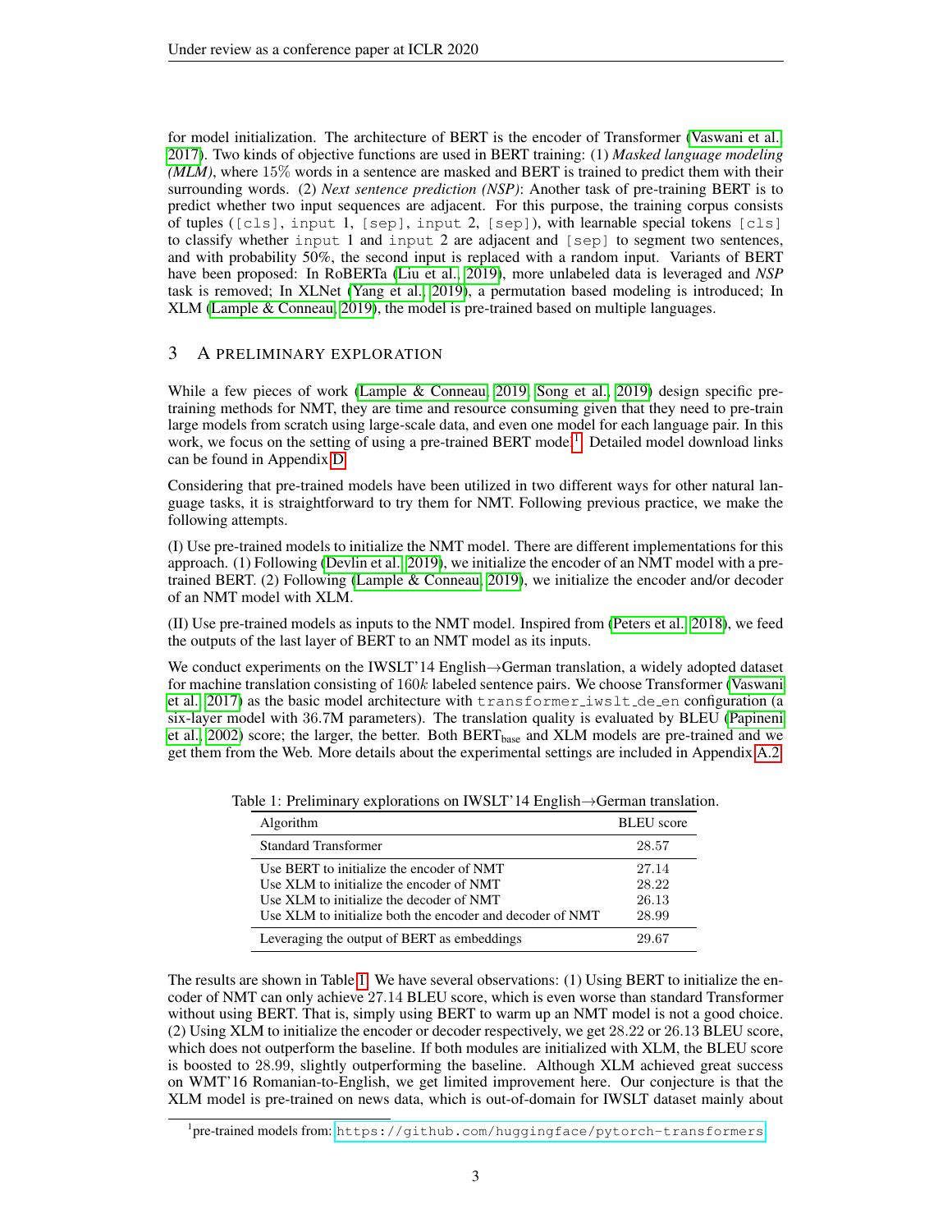for model initialization. The architecture of BERT is the encoder of Transformer (Vaswani et al., 2017). Two kinds of objective functions are used in BERT training: (1) *Masked language modeling (MLM)*, where 15% words in a sentence are masked and BERT is trained to predict them with their surrounding words. (2) *Next sentence prediction (NSP)*: Another task of pre-training BERT is to predict whether two input sequences are adjacent. For this purpose, the training corpus consists of tuples (`[cls]`, `input` 1, `[sep]`, `input` 2, `[sep]`), with learnable special tokens `[cls]` to classify whether `input` 1 and `input` 2 are adjacent and `[sep]` to segment two sentences, and with probability 50%, the second input is replaced with a random input. Variants of BERT have been proposed: In RoBERTa (Liu et al., 2019), more unlabeled data is leveraged and *NSP* task is removed; In XLNet (Yang et al., 2019), a permutation based modeling is introduced; In XLM (Lample & Conneau, 2019), the model is pre-trained based on multiple languages.

## 3 A PRELIMINARY EXPLORATION

While a few pieces of work (Lample & Conneau, 2019; Song et al., 2019) design specific pre-training methods for NMT, they are time and resource consuming given that they need to pre-train large models from scratch using large-scale data, and even one model for each language pair. In this work, we focus on the setting of using a pre-trained BERT model[1]. Detailed model download links can be found in Appendix D.

Considering that pre-trained models have been utilized in two different ways for other natural language tasks, it is straightforward to try them for NMT. Following previous practice, we make the following attempts.

(I) Use pre-trained models to initialize the NMT model. There are different implementations for this approach. (1) Following (Devlin et al., 2019), we initialize the encoder of an NMT model with a pre-trained BERT. (2) Following (Lample & Conneau, 2019), we initialize the encoder and/or decoder of an NMT model with XLM.

(II) Use pre-trained models as inputs to the NMT model. Inspired from (Peters et al., 2018), we feed the outputs of the last layer of BERT to an NMT model as its inputs.

We conduct experiments on the IWSLT'14 English→German translation, a widely adopted dataset for machine translation consisting of $160k$ labeled sentence pairs. We choose Transformer (Vaswani et al., 2017) as the basic model architecture with `transformer_iwslt_de_en` configuration (a six-layer model with 36.7M parameters). The translation quality is evaluated by BLEU (Papineni et al., 2002) score; the larger, the better. Both $\text{BERT}_{\text{base}}$ and XLM models are pre-trained and we get them from the Web. More details about the experimental settings are included in Appendix A.2.

Table 1: Preliminary explorations on IWSLT'14 English→German translation.

| Algorithm | BLEU score |
|---|---|
| Standard Transformer | 28.57 |
| Use BERT to initialize the encoder of NMT | 27.14 |
| Use XLM to initialize the encoder of NMT | 28.22 |
| Use XLM to initialize the decoder of NMT | 26.13 |
| Use XLM to initialize both the encoder and decoder of NMT | 28.99 |
| Leveraging the output of BERT as embeddings | 29.67 |

The results are shown in Table 1. We have several observations: (1) Using BERT to initialize the encoder of NMT can only achieve 27.14 BLEU score, which is even worse than standard Transformer without using BERT. That is, simply using BERT to warm up an NMT model is not a good choice. (2) Using XLM to initialize the encoder or decoder respectively, we get 28.22 or 26.13 BLEU score, which does not outperform the baseline. If both modules are initialized with XLM, the BLEU score is boosted to 28.99, slightly outperforming the baseline. Although XLM achieved great success on WMT'16 Romanian-to-English, we get limited improvement here. Our conjecture is that the XLM model is pre-trained on news data, which is out-of-domain for IWSLT dataset mainly about

[1] pre-trained models from: https://github.com/huggingface/pytorch-transformers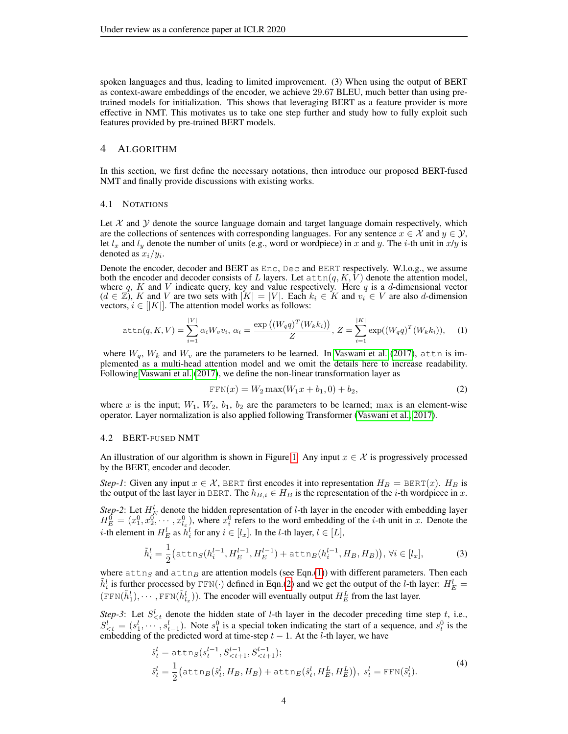spoken languages and thus, leading to limited improvement. (3) When using the output of BERT as context-aware embeddings of the encoder, we achieve 29.67 BLEU, much better than using pre-trained models for initialization. This shows that leveraging BERT as a feature provider is more effective in NMT. This motivates us to take one step further and study how to fully exploit such features provided by pre-trained BERT models.

# 4 Algorithm

In this section, we first define the necessary notations, then introduce our proposed BERT-fused NMT and finally provide discussions with existing works.

## 4.1 Notations

Let $\mathcal{X}$ and $\mathcal{Y}$ denote the source language domain and target language domain respectively, which are the collections of sentences with corresponding languages. For any sentence $x \in \mathcal{X}$ and $y \in \mathcal{Y}$, let $l_x$ and $l_y$ denote the number of units (e.g., word or wordpiece) in $x$ and $y$. The $i$-th unit in $x$/$y$ is denoted as $x_i/y_i$.

Denote the encoder, decoder and BERT as $\texttt{Enc}$, $\texttt{Dec}$ and $\texttt{BERT}$ respectively. W.l.o.g., we assume both the encoder and decoder consists of $L$ layers. Let $\texttt{attn}(q, K, V)$ denote the attention model, where $q$, $K$ and $V$ indicate query, key and value respectively. Here $q$ is a $d$-dimensional vector ($d \in \mathbb{Z}$), $K$ and $V$ are two sets with $|K| = |V|$. Each $k_i \in K$ and $v_i \in V$ are also $d$-dimension vectors, $i \in [|K|]$. The attention model works as follows:

$$\texttt{attn}(q, K, V) = \sum_{i=1}^{|V|} \alpha_i W_v v_i,\ \alpha_i = \frac{\exp\left((W_q q)^T (W_k k_i)\right)}{Z},\ Z = \sum_{i=1}^{|K|} \exp((W_q q)^T (W_k k_i)), \tag{1}$$

where $W_q$, $W_k$ and $W_v$ are the parameters to be learned. In Vaswani et al. (2017), $\texttt{attn}$ is implemented as a multi-head attention model and we omit the details here to increase readability. Following Vaswani et al. (2017), we define the non-linear transformation layer as

$$\texttt{FFN}(x) = W_2 \max(W_1 x + b_1, 0) + b_2, \tag{2}$$

where $x$ is the input; $W_1$, $W_2$, $b_1$, $b_2$ are the parameters to be learned; $\max$ is an element-wise operator. Layer normalization is also applied following Transformer (Vaswani et al., 2017).

## 4.2 BERT-fused NMT

An illustration of our algorithm is shown in Figure 1. Any input $x \in \mathcal{X}$ is progressively processed by the BERT, encoder and decoder.

*Step-1*: Given any input $x \in \mathcal{X}$, $\texttt{BERT}$ first encodes it into representation $H_B = \texttt{BERT}(x)$. $H_B$ is the output of the last layer in $\texttt{BERT}$. The $h_{B,i} \in H_B$ is the representation of the $i$-th wordpiece in $x$.

*Step-2*: Let $H_E^l$ denote the hidden representation of $l$-th layer in the encoder with embedding layer $H_E^0 = (x_1^0, x_2^0, \cdots, x_{l_x}^0)$, where $x_i^0$ refers to the word embedding of the $i$-th unit in $x$. Denote the $i$-th element in $H_E^l$ as $h_i^l$ for any $i \in [l_x]$. In the $l$-th layer, $l \in [L]$,

$$\tilde{h}_i^l = \frac{1}{2}\big(\texttt{attn}_S(h_i^{l-1}, H_E^{l-1}, H_E^{l-1}) + \texttt{attn}_B(h_i^{l-1}, H_B, H_B)\big),\ \forall i \in [l_x], \tag{3}$$

where $\texttt{attn}_S$ and $\texttt{attn}_B$ are attention models (see Eqn.(1)) with different parameters. Then each $\tilde{h}_i^l$ is further processed by $\texttt{FFN}(\cdot)$ defined in Eqn.(2) and we get the output of the $l$-th layer: $H_E^l = (\texttt{FFN}(\tilde{h}_1^l), \cdots, \texttt{FFN}(\tilde{h}_{l_x}^l))$. The encoder will eventually output $H_E^L$ from the last layer.

*Step-3*: Let $S_{<t}^l$ denote the hidden state of $l$-th layer in the decoder preceding time step $t$, i.e., $S_{<t}^l = (s_1^l, \cdots, s_{t-1}^l)$. Note $s_1^0$ is a special token indicating the start of a sequence, and $s_t^0$ is the embedding of the predicted word at time-step $t-1$. At the $l$-th layer, we have

$$\begin{aligned}
&\hat{s}_t^l = \texttt{attn}_S(s_t^{l-1}, S_{<t+1}^{l-1}, S_{<t+1}^{l-1});\\
&\tilde{s}_t^l = \frac{1}{2}\big(\texttt{attn}_B(\hat{s}_t^l, H_B, H_B) + \texttt{attn}_E(\hat{s}_t^l, H_E^L, H_E^L)\big),\ s_t^l = \texttt{FFN}(\tilde{s}_t^l).
\end{aligned} \tag{4}$$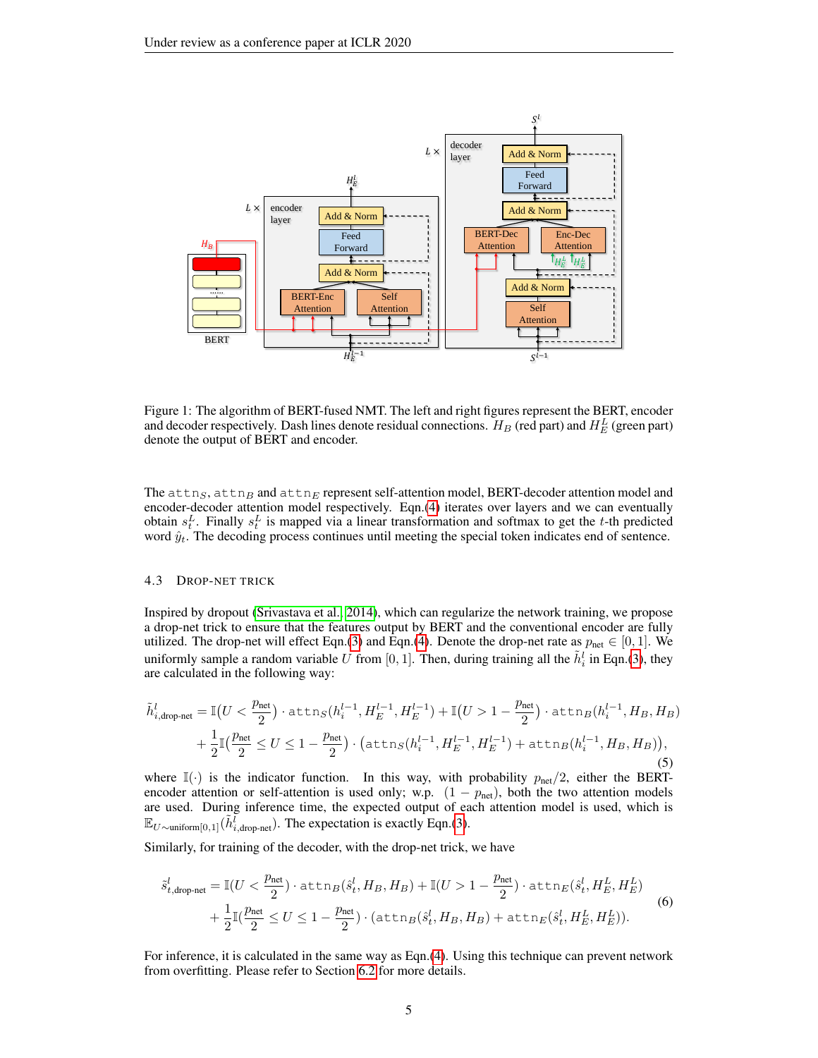Figure 1: The algorithm of BERT-fused NMT. The left and right figures represent the BERT, encoder and decoder respectively. Dash lines denote residual connections. $H_B$ (red part) and $H_E^L$ (green part) denote the output of BERT and encoder.

The $\texttt{attn}_S$, $\texttt{attn}_B$ and $\texttt{attn}_E$ represent self-attention model, BERT-decoder attention model and encoder-decoder attention model respectively. Eqn.(4) iterates over layers and we can eventually obtain $s_t^L$. Finally $s_t^L$ is mapped via a linear transformation and softmax to get the $t$-th predicted word $\hat{y}_t$. The decoding process continues until meeting the special token indicates end of sentence.

### 4.3 Drop-net trick

Inspired by dropout (Srivastava et al., 2014), which can regularize the network training, we propose a drop-net trick to ensure that the features output by BERT and the conventional encoder are fully utilized. The drop-net will effect Eqn.(3) and Eqn.(4). Denote the drop-net rate as $p_{\text{net}} \in [0,1]$. We uniformly sample a random variable $U$ from $[0,1]$. Then, during training all the $\tilde{h}_i^l$ in Eqn.(3), they are calculated in the following way:

$$
\begin{aligned}
\tilde{h}^l_{i,\text{drop-net}} = & \, \mathbb{I}\big(U < \frac{p_{\text{net}}}{2}\big) \cdot \texttt{attn}_S(h_i^{l-1}, H_E^{l-1}, H_E^{l-1}) + \mathbb{I}\big(U > 1 - \frac{p_{\text{net}}}{2}\big) \cdot \texttt{attn}_B(h_i^{l-1}, H_B, H_B) \\
& + \frac{1}{2}\mathbb{I}\big(\frac{p_{\text{net}}}{2} \le U \le 1 - \frac{p_{\text{net}}}{2}\big) \cdot \big(\texttt{attn}_S(h_i^{l-1}, H_E^{l-1}, H_E^{l-1}) + \texttt{attn}_B(h_i^{l-1}, H_B, H_B)\big),
\end{aligned}
\tag{5}
$$

where $\mathbb{I}(\cdot)$ is the indicator function. In this way, with probability $p_{\text{net}}/2$, either the BERT-encoder attention or self-attention is used only; w.p. $(1 - p_{\text{net}})$, both the two attention models are used. During inference time, the expected output of each attention model is used, which is $\mathbb{E}_{U\sim\text{uniform}[0,1]}(\tilde{h}^l_{i,\text{drop-net}})$. The expectation is exactly Eqn.(3).

Similarly, for training of the decoder, with the drop-net trick, we have

$$
\begin{aligned}
\tilde{s}^l_{t,\text{drop-net}} = & \, \mathbb{I}(U < \frac{p_{\text{net}}}{2}) \cdot \texttt{attn}_B(\hat{s}_t^l, H_B, H_B) + \mathbb{I}(U > 1 - \frac{p_{\text{net}}}{2}) \cdot \texttt{attn}_E(\hat{s}_t^l, H_E^L, H_E^L) \\
& + \frac{1}{2}\mathbb{I}(\frac{p_{\text{net}}}{2} \le U \le 1 - \frac{p_{\text{net}}}{2}) \cdot (\texttt{attn}_B(\hat{s}_t^l, H_B, H_B) + \texttt{attn}_E(\hat{s}_t^l, H_E^L, H_E^L)).
\end{aligned}
\tag{6}
$$

For inference, it is calculated in the same way as Eqn.(4). Using this technique can prevent network from overfitting. Please refer to Section 6.2 for more details.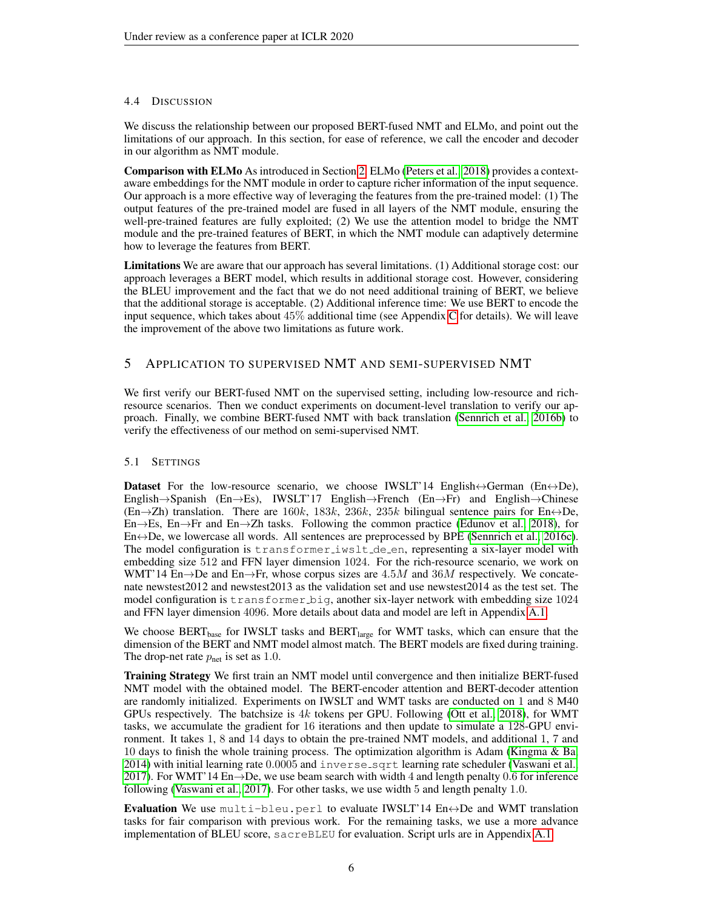### 4.4 Discussion

We discuss the relationship between our proposed BERT-fused NMT and ELMo, and point out the limitations of our approach. In this section, for ease of reference, we call the encoder and decoder in our algorithm as NMT module.

**Comparison with ELMo** As introduced in Section 2, ELMo (Peters et al., 2018) provides a context-aware embeddings for the NMT module in order to capture richer information of the input sequence. Our approach is a more effective way of leveraging the features from the pre-trained model: (1) The output features of the pre-trained model are fused in all layers of the NMT module, ensuring the well-pre-trained features are fully exploited; (2) We use the attention model to bridge the NMT module and the pre-trained features of BERT, in which the NMT module can adaptively determine how to leverage the features from BERT.

**Limitations** We are aware that our approach has several limitations. (1) Additional storage cost: our approach leverages a BERT model, which results in additional storage cost. However, considering the BLEU improvement and the fact that we do not need additional training of BERT, we believe that the additional storage is acceptable. (2) Additional inference time: We use BERT to encode the input sequence, which takes about $45\%$ additional time (see Appendix C for details). We will leave the improvement of the above two limitations as future work.

## 5 Application to supervised NMT and semi-supervised NMT

We first verify our BERT-fused NMT on the supervised setting, including low-resource and rich-resource scenarios. Then we conduct experiments on document-level translation to verify our approach. Finally, we combine BERT-fused NMT with back translation (Sennrich et al., 2016b) to verify the effectiveness of our method on semi-supervised NMT.

### 5.1 Settings

**Dataset** For the low-resource scenario, we choose IWSLT'14 English↔German (En↔De), English→Spanish (En→Es), IWSLT'17 English→French (En→Fr) and English→Chinese (En→Zh) translation. There are $160k$, $183k$, $236k$, $235k$ bilingual sentence pairs for En↔De, En→Es, En→Fr and En→Zh tasks. Following the common practice (Edunov et al., 2018), for En↔De, we lowercase all words. All sentences are preprocessed by BPE (Sennrich et al., 2016c). The model configuration is `transformer_iwslt_de_en`, representing a six-layer model with embedding size 512 and FFN layer dimension 1024. For the rich-resource scenario, we work on WMT'14 En→De and En→Fr, whose corpus sizes are $4.5M$ and $36M$ respectively. We concatenate newstest2012 and newstest2013 as the validation set and use newstest2014 as the test set. The model configuration is `transformer_big`, another six-layer network with embedding size 1024 and FFN layer dimension 4096. More details about data and model are left in Appendix A.1.

We choose BERT$_{\text{base}}$ for IWSLT tasks and BERT$_{\text{large}}$ for WMT tasks, which can ensure that the dimension of the BERT and NMT model almost match. The BERT models are fixed during training. The drop-net rate $p_{\text{net}}$ is set as 1.0.

**Training Strategy** We first train an NMT model until convergence and then initialize BERT-fused NMT model with the obtained model. The BERT-encoder attention and BERT-decoder attention are randomly initialized. Experiments on IWSLT and WMT tasks are conducted on 1 and 8 M40 GPUs respectively. The batchsize is $4k$ tokens per GPU. Following (Ott et al., 2018), for WMT tasks, we accumulate the gradient for 16 iterations and then update to simulate a 128-GPU environment. It takes 1, 8 and 14 days to obtain the pre-trained NMT models, and additional 1, 7 and 10 days to finish the whole training process. The optimization algorithm is Adam (Kingma & Ba, 2014) with initial learning rate 0.0005 and `inverse_sqrt` learning rate scheduler (Vaswani et al., 2017). For WMT'14 En→De, we use beam search with width 4 and length penalty 0.6 for inference following (Vaswani et al., 2017). For other tasks, we use width 5 and length penalty 1.0.

**Evaluation** We use `multi-bleu.perl` to evaluate IWSLT'14 En↔De and WMT translation tasks for fair comparison with previous work. For the remaining tasks, we use a more advance implementation of BLEU score, `sacreBLEU` for evaluation. Script urls are in Appendix A.1.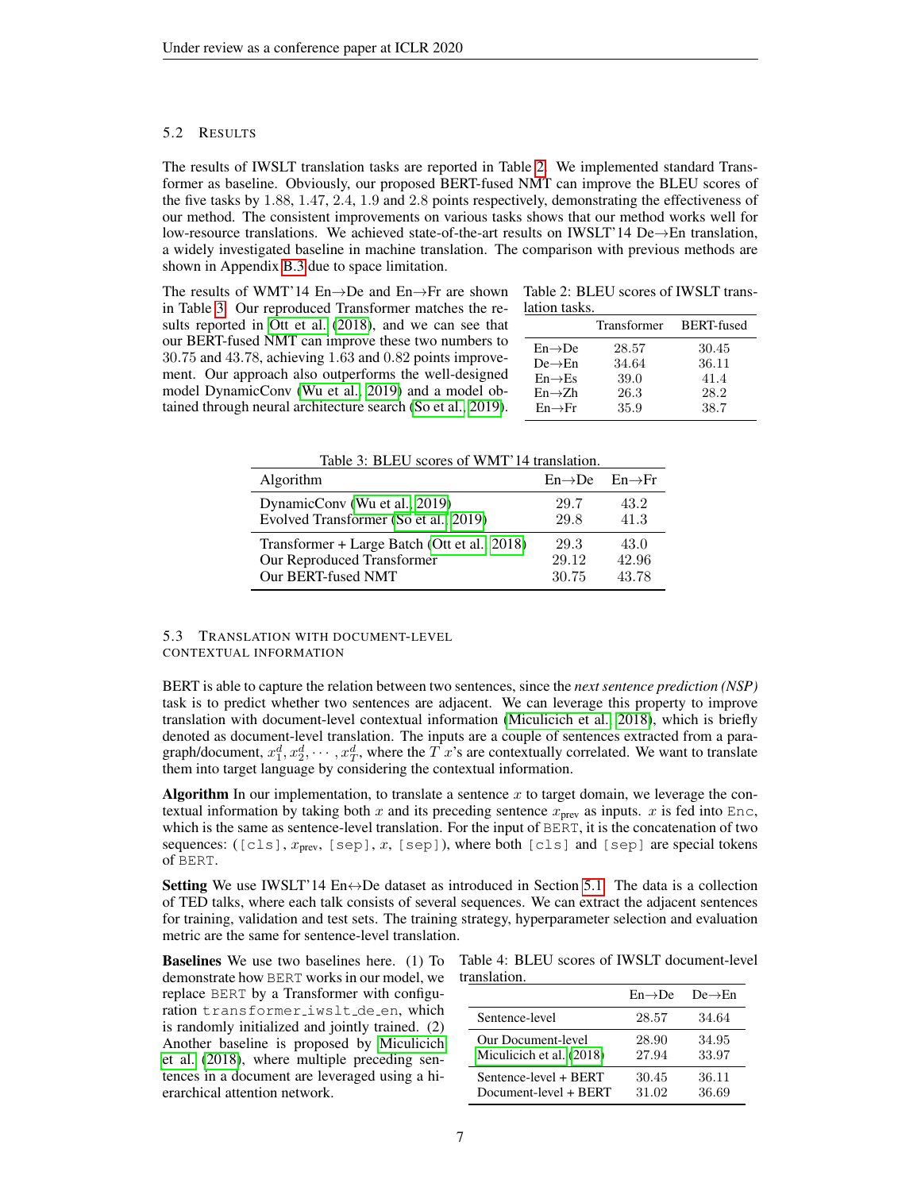### 5.2 Results

The results of IWSLT translation tasks are reported in Table 2. We implemented standard Transformer as baseline. Obviously, our proposed BERT-fused NMT can improve the BLEU scores of the five tasks by 1.88, 1.47, 2.4, 1.9 and 2.8 points respectively, demonstrating the effectiveness of our method. The consistent improvements on various tasks shows that our method works well for low-resource translations. We achieved state-of-the-art results on IWSLT'14 De→En translation, a widely investigated baseline in machine translation. The comparison with previous methods are shown in Appendix B.3 due to space limitation.

The results of WMT'14 En→De and En→Fr are shown in Table 3. Our reproduced Transformer matches the results reported in Ott et al. (2018), and we can see that our BERT-fused NMT can improve these two numbers to 30.75 and 43.78, achieving 1.63 and 0.82 points improvement. Our approach also outperforms the well-designed model DynamicConv (Wu et al., 2019) and a model obtained through neural architecture search (So et al., 2019).

Table 2: BLEU scores of IWSLT translation tasks.

| | Transformer | BERT-fused |
|---|---|---|
| En→De | 28.57 | 30.45 |
| De→En | 34.64 | 36.11 |
| En→Es | 39.0 | 41.4 |
| En→Zh | 26.3 | 28.2 |
| En→Fr | 35.9 | 38.7 |

Table 3: BLEU scores of WMT'14 translation.

| Algorithm | En→De | En→Fr |
|---|---|---|
| DynamicConv (Wu et al., 2019) | 29.7 | 43.2 |
| Evolved Transformer (So et al., 2019) | 29.8 | 41.3 |
| Transformer + Large Batch (Ott et al., 2018) | 29.3 | 43.0 |
| Our Reproduced Transformer | 29.12 | 42.96 |
| Our BERT-fused NMT | 30.75 | 43.78 |

### 5.3 Translation with document-level contextual information

BERT is able to capture the relation between two sentences, since the *next sentence prediction (NSP)* task is to predict whether two sentences are adjacent. We can leverage this property to improve translation with document-level contextual information (Miculicich et al., 2018), which is briefly denoted as document-level translation. The inputs are a couple of sentences extracted from a paragraph/document, $x_1^d, x_2^d, \cdots, x_T^d$, where the $T$ $x$'s are contextually correlated. We want to translate them into target language by considering the contextual information.

**Algorithm** In our implementation, to translate a sentence $x$ to target domain, we leverage the contextual information by taking both $x$ and its preceding sentence $x_{\text{prev}}$ as inputs. $x$ is fed into `Enc`, which is the same as sentence-level translation. For the input of `BERT`, it is the concatenation of two sequences: (`[cls]`, $x_{\text{prev}}$, `[sep]`, $x$, `[sep]`), where both `[cls]` and `[sep]` are special tokens of `BERT`.

**Setting** We use IWSLT'14 En↔De dataset as introduced in Section 5.1. The data is a collection of TED talks, where each talk consists of several sequences. We can extract the adjacent sentences for training, validation and test sets. The training strategy, hyperparameter selection and evaluation metric are the same for sentence-level translation.

**Baselines** We use two baselines here. (1) To demonstrate how `BERT` works in our model, we replace `BERT` by a Transformer with configuration `transformer_iwslt_de_en`, which is randomly initialized and jointly trained. (2) Another baseline is proposed by Miculicich et al. (2018), where multiple preceding sentences in a document are leveraged using a hierarchical attention network.

Table 4: BLEU scores of IWSLT document-level translation.

| | En→De | De→En |
|---|---|---|
| Sentence-level | 28.57 | 34.64 |
| Our Document-level | 28.90 | 34.95 |
| Miculicich et al. (2018) | 27.94 | 33.97 |
| Sentence-level + BERT | 30.45 | 36.11 |
| Document-level + BERT | 31.02 | 36.69 |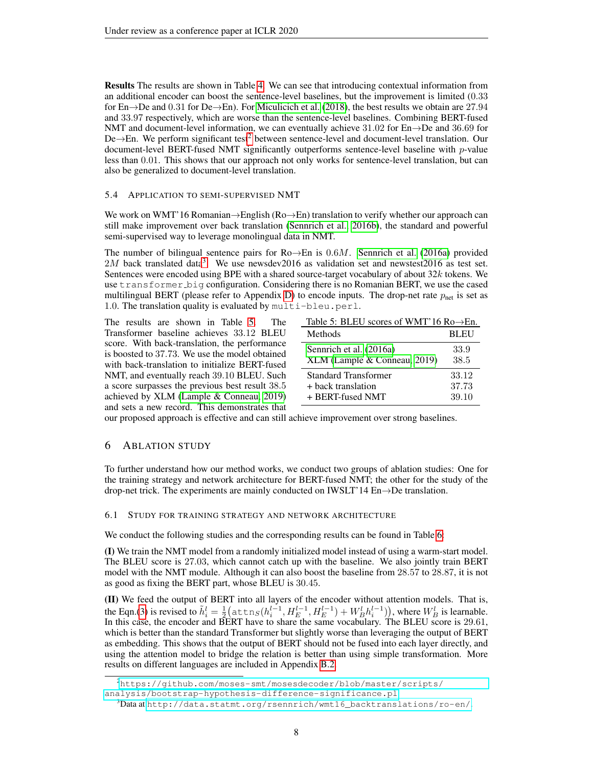**Results** The results are shown in Table 4. We can see that introducing contextual information from an additional encoder can boost the sentence-level baselines, but the improvement is limited (0.33 for En→De and 0.31 for De→En). For Miculicich et al. (2018), the best results we obtain are 27.94 and 33.97 respectively, which are worse than the sentence-level baselines. Combining BERT-fused NMT and document-level information, we can eventually achieve 31.02 for En→De and 36.69 for De→En. We perform significant test[2] between sentence-level and document-level translation. Our document-level BERT-fused NMT significantly outperforms sentence-level baseline with $p$-value less than 0.01. This shows that our approach not only works for sentence-level translation, but can also be generalized to document-level translation.

### 5.4 Application to semi-supervised NMT

We work on WMT'16 Romanian→English (Ro→En) translation to verify whether our approach can still make improvement over back translation (Sennrich et al., 2016b), the standard and powerful semi-supervised way to leverage monolingual data in NMT.

The number of bilingual sentence pairs for Ro→En is $0.6M$. Sennrich et al. (2016a) provided $2M$ back translated data[3]. We use newsdev2016 as validation set and newstest2016 as test set. Sentences were encoded using BPE with a shared source-target vocabulary of about $32k$ tokens. We use `transformer_big` configuration. Considering there is no Romanian BERT, we use the cased multilingual BERT (please refer to Appendix D) to encode inputs. The drop-net rate $p_{\text{net}}$ is set as 1.0. The translation quality is evaluated by `multi-bleu.perl`.

The results are shown in Table 5. The Transformer baseline achieves 33.12 BLEU score. With back-translation, the performance is boosted to 37.73. We use the model obtained with back-translation to initialize BERT-fused NMT, and eventually reach 39.10 BLEU. Such a score surpasses the previous best result 38.5 achieved by XLM (Lample & Conneau, 2019) and sets a new record. This demonstrates that our proposed approach is effective and can still achieve improvement over strong baselines.

Table 5: BLEU scores of WMT'16 Ro→En.

| Methods | BLEU |
|---|---|
| Sennrich et al. (2016a) | 33.9 |
| XLM (Lample & Conneau, 2019) | 38.5 |
| Standard Transformer | 33.12 |
| + back translation | 37.73 |
| + BERT-fused NMT | 39.10 |

## 6 Ablation Study

To further understand how our method works, we conduct two groups of ablation studies: One for the training strategy and network architecture for BERT-fused NMT; the other for the study of the drop-net trick. The experiments are mainly conducted on IWSLT'14 En→De translation.

### 6.1 Study for training strategy and network architecture

We conduct the following studies and the corresponding results can be found in Table 6.

**(I)** We train the NMT model from a randomly initialized model instead of using a warm-start model. The BLEU score is 27.03, which cannot catch up with the baseline. We also jointly train BERT model with the NMT module. Although it can also boost the baseline from 28.57 to 28.87, it is not as good as fixing the BERT part, whose BLEU is 30.45.

**(II)** We feed the output of BERT into all layers of the encoder without attention models. That is, the Eqn.(3) is revised to $\tilde{h}_i^l = \frac{1}{2}\big(\texttt{attn}_S(h_i^{l-1}, H_E^{l-1}, H_E^{l-1}) + W_B^l h_i^{l-1}\big)$, where $W_B^l$ is learnable. In this case, the encoder and BERT have to share the same vocabulary. The BLEU score is 29.61, which is better than the standard Transformer but slightly worse than leveraging the output of BERT as embedding. This shows that the output of BERT should not be fused into each layer directly, and using the attention model to bridge the relation is better than using simple transformation. More results on different languages are included in Appendix B.2.

[2] https://github.com/moses-smt/mosesdecoder/blob/master/scripts/analysis/bootstrap-hypothesis-difference-significance.pl

[3] Data at http://data.statmt.org/rsennrich/wmt16_backtranslations/ro-en/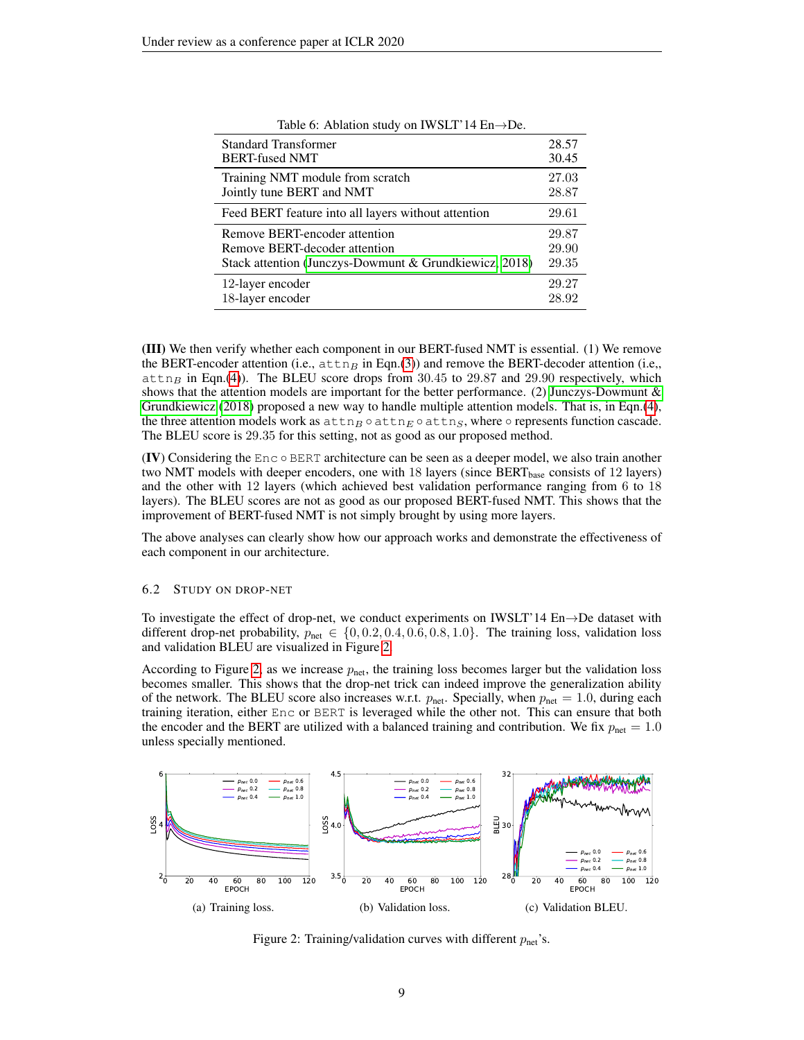Table 6: Ablation study on IWSLT'14 En→De.

| | |
|---|---|
| Standard Transformer | 28.57 |
| BERT-fused NMT | 30.45 |
| Training NMT module from scratch | 27.03 |
| Jointly tune BERT and NMT | 28.87 |
| Feed BERT feature into all layers without attention | 29.61 |
| Remove BERT-encoder attention | 29.87 |
| Remove BERT-decoder attention | 29.90 |
| Stack attention (Junczys-Dowmunt & Grundkiewicz, 2018) | 29.35 |
| 12-layer encoder | 29.27 |
| 18-layer encoder | 28.92 |

**(III)** We then verify whether each component in our BERT-fused NMT is essential. (1) We remove the BERT-encoder attention (i.e., $\mathtt{attn}_B$ in Eqn.(3)) and remove the BERT-decoder attention (i.e,, $\mathtt{attn}_B$ in Eqn.(4)). The BLEU score drops from 30.45 to 29.87 and 29.90 respectively, which shows that the attention models are important for the better performance. (2) Junczys-Dowmunt & Grundkiewicz (2018) proposed a new way to handle multiple attention models. That is, in Eqn.(4), the three attention models work as $\mathtt{attn}_B \circ \mathtt{attn}_E \circ \mathtt{attn}_S$, where $\circ$ represents function cascade. The BLEU score is 29.35 for this setting, not as good as our proposed method.

(**IV**) Considering the $\mathtt{Enc} \circ \mathtt{BERT}$ architecture can be seen as a deeper model, we also train another two NMT models with deeper encoders, one with 18 layers (since $\text{BERT}_{\text{base}}$ consists of 12 layers) and the other with 12 layers (which achieved best validation performance ranging from 6 to 18 layers). The BLEU scores are not as good as our proposed BERT-fused NMT. This shows that the improvement of BERT-fused NMT is not simply brought by using more layers.

The above analyses can clearly show how our approach works and demonstrate the effectiveness of each component in our architecture.

### 6.2 Study on drop-net

To investigate the effect of drop-net, we conduct experiments on IWSLT'14 En→De dataset with different drop-net probability, $p_{\text{net}} \in \{0, 0.2, 0.4, 0.6, 0.8, 1.0\}$. The training loss, validation loss and validation BLEU are visualized in Figure 2.

According to Figure 2, as we increase $p_{\text{net}}$, the training loss becomes larger but the validation loss becomes smaller. This shows that the drop-net trick can indeed improve the generalization ability of the network. The BLEU score also increases w.r.t. $p_{\text{net}}$. Specially, when $p_{\text{net}} = 1.0$, during each training iteration, either $\mathtt{Enc}$ or $\mathtt{BERT}$ is leveraged while the other not. This can ensure that both the encoder and the BERT are utilized with a balanced training and contribution. We fix $p_{\text{net}} = 1.0$ unless specially mentioned.

(a) Training loss. (b) Validation loss. (c) Validation BLEU.

Figure 2: Training/validation curves with different $p_{\text{net}}$'s.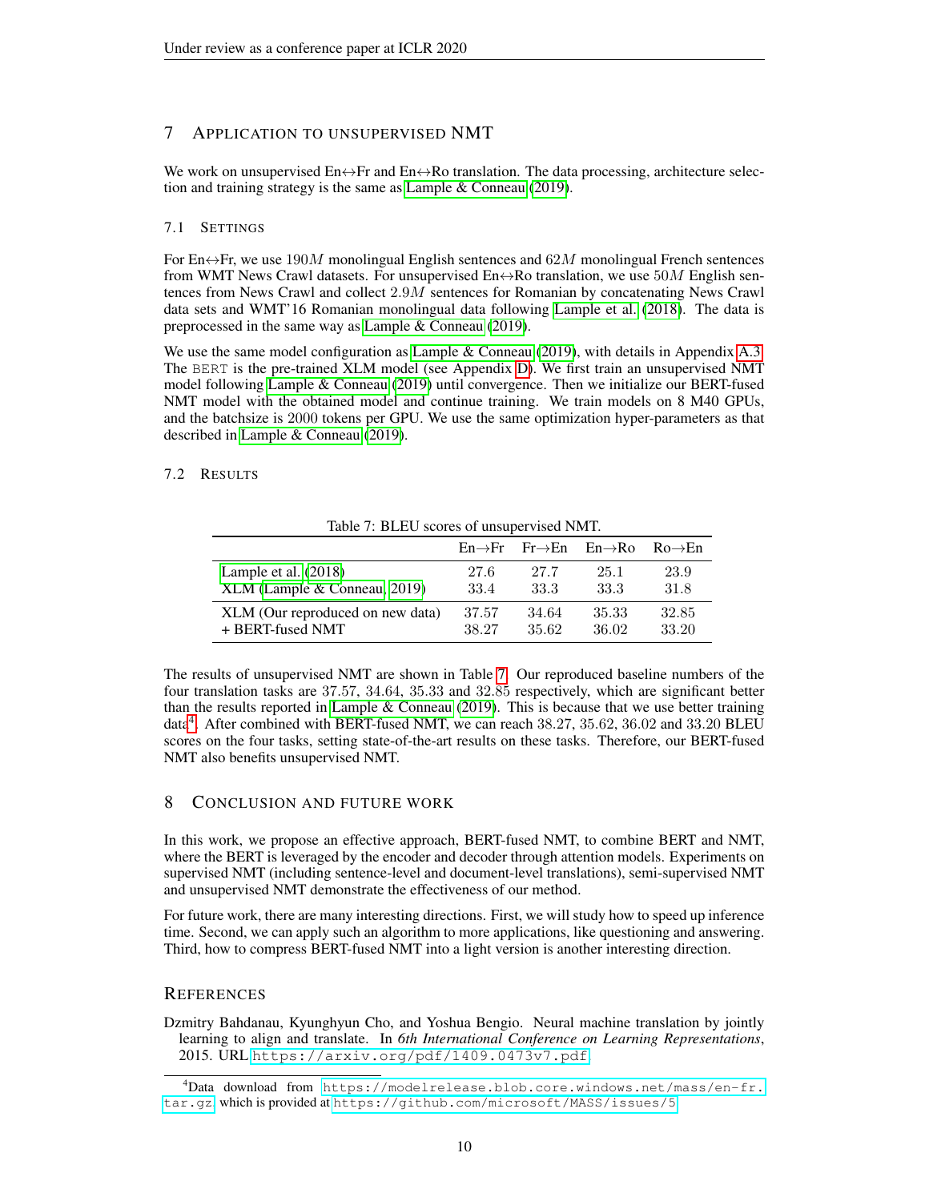## 7 Application to Unsupervised NMT

We work on unsupervised En↔Fr and En↔Ro translation. The data processing, architecture selection and training strategy is the same as Lample & Conneau (2019).

### 7.1 Settings

For En↔Fr, we use $190M$ monolingual English sentences and $62M$ monolingual French sentences from WMT News Crawl datasets. For unsupervised En↔Ro translation, we use $50M$ English sentences from News Crawl and collect $2.9M$ sentences for Romanian by concatenating News Crawl data sets and WMT'16 Romanian monolingual data following Lample et al. (2018). The data is preprocessed in the same way as Lample & Conneau (2019).

We use the same model configuration as Lample & Conneau (2019), with details in Appendix A.3. The BERT is the pre-trained XLM model (see Appendix D). We first train an unsupervised NMT model following Lample & Conneau (2019) until convergence. Then we initialize our BERT-fused NMT model with the obtained model and continue training. We train models on 8 M40 GPUs, and the batchsize is 2000 tokens per GPU. We use the same optimization hyper-parameters as that described in Lample & Conneau (2019).

### 7.2 Results

Table 7: BLEU scores of unsupervised NMT.

| | En→Fr | Fr→En | En→Ro | Ro→En |
|---|---|---|---|---|
| Lample et al. (2018) | 27.6 | 27.7 | 25.1 | 23.9 |
| XLM (Lample & Conneau, 2019) | 33.4 | 33.3 | 33.3 | 31.8 |
| XLM (Our reproduced on new data) | 37.57 | 34.64 | 35.33 | 32.85 |
| + BERT-fused NMT | 38.27 | 35.62 | 36.02 | 33.20 |

The results of unsupervised NMT are shown in Table 7. Our reproduced baseline numbers of the four translation tasks are 37.57, 34.64, 35.33 and 32.85 respectively, which are significant better than the results reported in Lample & Conneau (2019). This is because that we use better training data[4]. After combined with BERT-fused NMT, we can reach 38.27, 35.62, 36.02 and 33.20 BLEU scores on the four tasks, setting state-of-the-art results on these tasks. Therefore, our BERT-fused NMT also benefits unsupervised NMT.

## 8 Conclusion and Future Work

In this work, we propose an effective approach, BERT-fused NMT, to combine BERT and NMT, where the BERT is leveraged by the encoder and decoder through attention models. Experiments on supervised NMT (including sentence-level and document-level translations), semi-supervised NMT and unsupervised NMT demonstrate the effectiveness of our method.

For future work, there are many interesting directions. First, we will study how to speed up inference time. Second, we can apply such an algorithm to more applications, like questioning and answering. Third, how to compress BERT-fused NMT into a light version is another interesting direction.

## References

Dzmitry Bahdanau, Kyunghyun Cho, and Yoshua Bengio. Neural machine translation by jointly learning to align and translate. In *6th International Conference on Learning Representations*, 2015. URL https://arxiv.org/pdf/1409.0473v7.pdf.

[4] Data download from https://modelrelease.blob.core.windows.net/mass/en-fr.tar.gz which is provided at https://github.com/microsoft/MASS/issues/5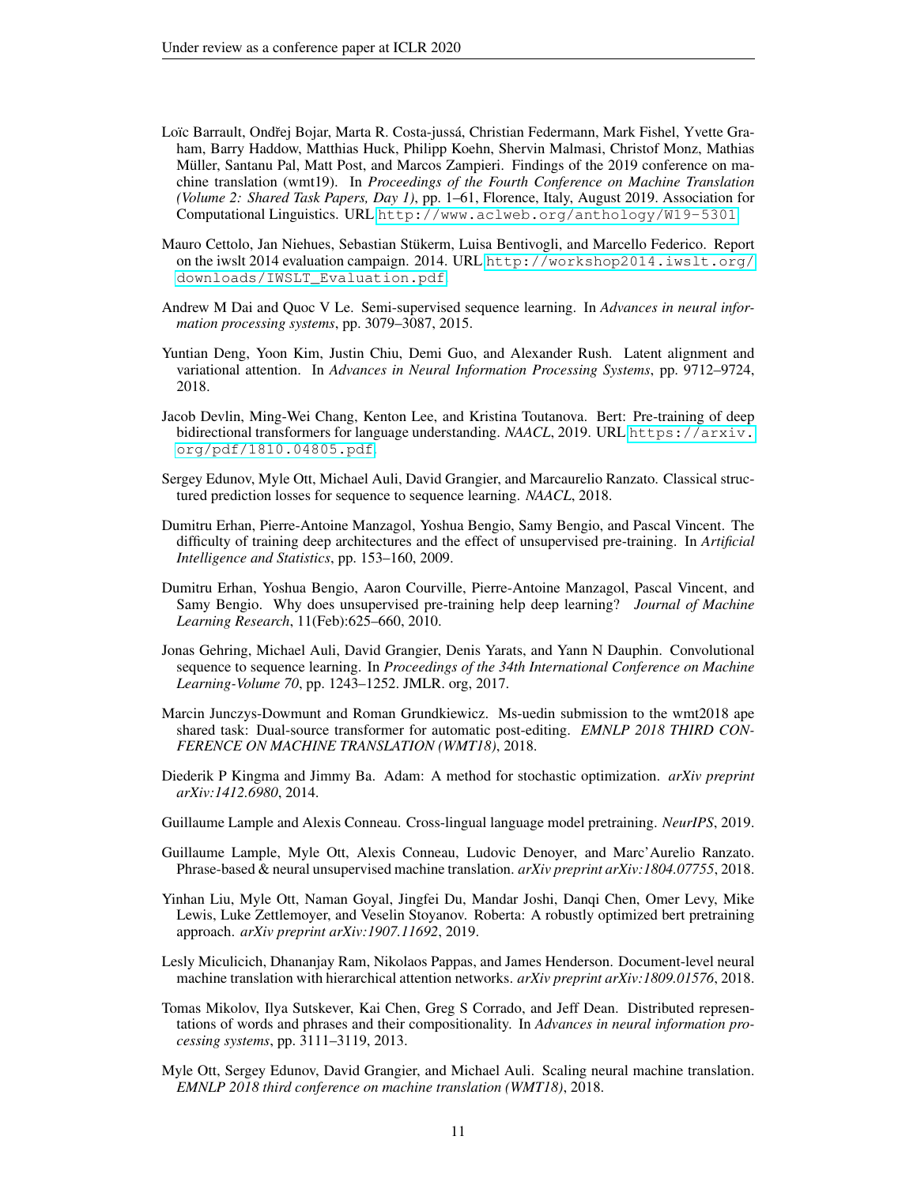Loïc Barrault, Ondřej Bojar, Marta R. Costa-jussá, Christian Federmann, Mark Fishel, Yvette Graham, Barry Haddow, Matthias Huck, Philipp Koehn, Shervin Malmasi, Christof Monz, Mathias Müller, Santanu Pal, Matt Post, and Marcos Zampieri. Findings of the 2019 conference on machine translation (wmt19). In *Proceedings of the Fourth Conference on Machine Translation (Volume 2: Shared Task Papers, Day 1)*, pp. 1–61, Florence, Italy, August 2019. Association for Computational Linguistics. URL http://www.aclweb.org/anthology/W19-5301.

Mauro Cettolo, Jan Niehues, Sebastian Stükerm, Luisa Bentivogli, and Marcello Federico. Report on the iwslt 2014 evaluation campaign. 2014. URL http://workshop2014.iwslt.org/downloads/IWSLT_Evaluation.pdf.

Andrew M Dai and Quoc V Le. Semi-supervised sequence learning. In *Advances in neural information processing systems*, pp. 3079–3087, 2015.

Yuntian Deng, Yoon Kim, Justin Chiu, Demi Guo, and Alexander Rush. Latent alignment and variational attention. In *Advances in Neural Information Processing Systems*, pp. 9712–9724, 2018.

Jacob Devlin, Ming-Wei Chang, Kenton Lee, and Kristina Toutanova. Bert: Pre-training of deep bidirectional transformers for language understanding. *NAACL*, 2019. URL https://arxiv.org/pdf/1810.04805.pdf.

Sergey Edunov, Myle Ott, Michael Auli, David Grangier, and Marcaurelio Ranzato. Classical structured prediction losses for sequence to sequence learning. *NAACL*, 2018.

Dumitru Erhan, Pierre-Antoine Manzagol, Yoshua Bengio, Samy Bengio, and Pascal Vincent. The difficulty of training deep architectures and the effect of unsupervised pre-training. In *Artificial Intelligence and Statistics*, pp. 153–160, 2009.

Dumitru Erhan, Yoshua Bengio, Aaron Courville, Pierre-Antoine Manzagol, Pascal Vincent, and Samy Bengio. Why does unsupervised pre-training help deep learning? *Journal of Machine Learning Research*, 11(Feb):625–660, 2010.

Jonas Gehring, Michael Auli, David Grangier, Denis Yarats, and Yann N Dauphin. Convolutional sequence to sequence learning. In *Proceedings of the 34th International Conference on Machine Learning-Volume 70*, pp. 1243–1252. JMLR. org, 2017.

Marcin Junczys-Dowmunt and Roman Grundkiewicz. Ms-uedin submission to the wmt2018 ape shared task: Dual-source transformer for automatic post-editing. *EMNLP 2018 THIRD CONFERENCE ON MACHINE TRANSLATION (WMT18)*, 2018.

Diederik P Kingma and Jimmy Ba. Adam: A method for stochastic optimization. *arXiv preprint arXiv:1412.6980*, 2014.

Guillaume Lample and Alexis Conneau. Cross-lingual language model pretraining. *NeurIPS*, 2019.

Guillaume Lample, Myle Ott, Alexis Conneau, Ludovic Denoyer, and Marc'Aurelio Ranzato. Phrase-based & neural unsupervised machine translation. *arXiv preprint arXiv:1804.07755*, 2018.

Yinhan Liu, Myle Ott, Naman Goyal, Jingfei Du, Mandar Joshi, Danqi Chen, Omer Levy, Mike Lewis, Luke Zettlemoyer, and Veselin Stoyanov. Roberta: A robustly optimized bert pretraining approach. *arXiv preprint arXiv:1907.11692*, 2019.

Lesly Miculicich, Dhananjay Ram, Nikolaos Pappas, and James Henderson. Document-level neural machine translation with hierarchical attention networks. *arXiv preprint arXiv:1809.01576*, 2018.

Tomas Mikolov, Ilya Sutskever, Kai Chen, Greg S Corrado, and Jeff Dean. Distributed representations of words and phrases and their compositionality. In *Advances in neural information processing systems*, pp. 3111–3119, 2013.

Myle Ott, Sergey Edunov, David Grangier, and Michael Auli. Scaling neural machine translation. *EMNLP 2018 third conference on machine translation (WMT18)*, 2018.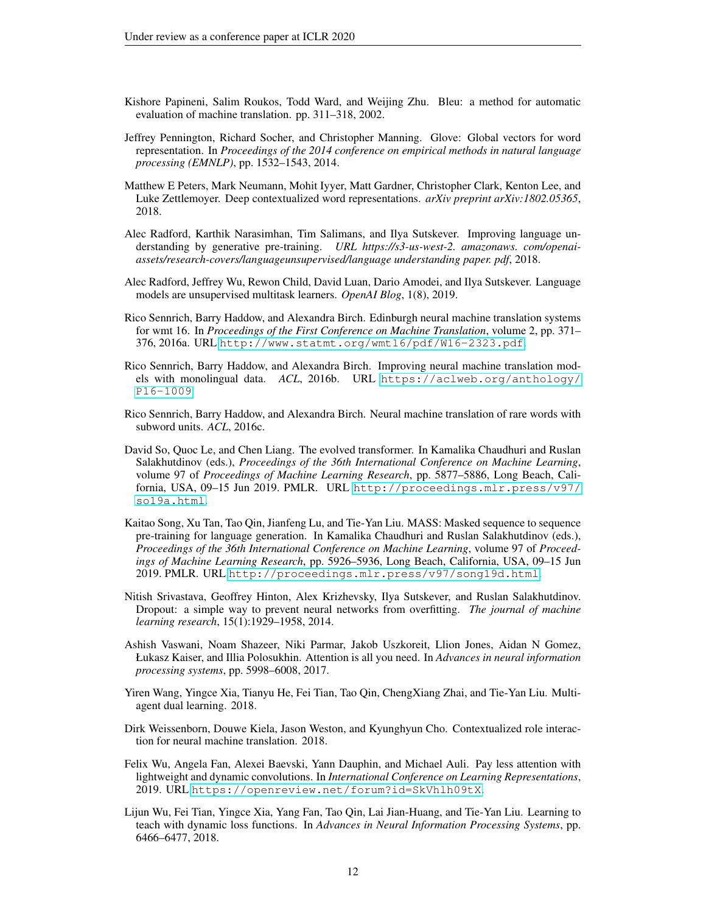Kishore Papineni, Salim Roukos, Todd Ward, and Weijing Zhu. Bleu: a method for automatic evaluation of machine translation. pp. 311–318, 2002.

Jeffrey Pennington, Richard Socher, and Christopher Manning. Glove: Global vectors for word representation. In *Proceedings of the 2014 conference on empirical methods in natural language processing (EMNLP)*, pp. 1532–1543, 2014.

Matthew E Peters, Mark Neumann, Mohit Iyyer, Matt Gardner, Christopher Clark, Kenton Lee, and Luke Zettlemoyer. Deep contextualized word representations. *arXiv preprint arXiv:1802.05365*, 2018.

Alec Radford, Karthik Narasimhan, Tim Salimans, and Ilya Sutskever. Improving language understanding by generative pre-training. *URL https://s3-us-west-2. amazonaws. com/openai-assets/research-covers/languageunsupervised/language understanding paper. pdf*, 2018.

Alec Radford, Jeffrey Wu, Rewon Child, David Luan, Dario Amodei, and Ilya Sutskever. Language models are unsupervised multitask learners. *OpenAI Blog*, 1(8), 2019.

Rico Sennrich, Barry Haddow, and Alexandra Birch. Edinburgh neural machine translation systems for wmt 16. In *Proceedings of the First Conference on Machine Translation*, volume 2, pp. 371–376, 2016a. URL `http://www.statmt.org/wmt16/pdf/W16-2323.pdf`.

Rico Sennrich, Barry Haddow, and Alexandra Birch. Improving neural machine translation models with monolingual data. *ACL*, 2016b. URL `https://aclweb.org/anthology/P16-1009`.

Rico Sennrich, Barry Haddow, and Alexandra Birch. Neural machine translation of rare words with subword units. *ACL*, 2016c.

David So, Quoc Le, and Chen Liang. The evolved transformer. In Kamalika Chaudhuri and Ruslan Salakhutdinov (eds.), *Proceedings of the 36th International Conference on Machine Learning*, volume 97 of *Proceedings of Machine Learning Research*, pp. 5877–5886, Long Beach, California, USA, 09–15 Jun 2019. PMLR. URL `http://proceedings.mlr.press/v97/so19a.html`.

Kaitao Song, Xu Tan, Tao Qin, Jianfeng Lu, and Tie-Yan Liu. MASS: Masked sequence to sequence pre-training for language generation. In Kamalika Chaudhuri and Ruslan Salakhutdinov (eds.), *Proceedings of the 36th International Conference on Machine Learning*, volume 97 of *Proceedings of Machine Learning Research*, pp. 5926–5936, Long Beach, California, USA, 09–15 Jun 2019. PMLR. URL `http://proceedings.mlr.press/v97/song19d.html`.

Nitish Srivastava, Geoffrey Hinton, Alex Krizhevsky, Ilya Sutskever, and Ruslan Salakhutdinov. Dropout: a simple way to prevent neural networks from overfitting. *The journal of machine learning research*, 15(1):1929–1958, 2014.

Ashish Vaswani, Noam Shazeer, Niki Parmar, Jakob Uszkoreit, Llion Jones, Aidan N Gomez, Łukasz Kaiser, and Illia Polosukhin. Attention is all you need. In *Advances in neural information processing systems*, pp. 5998–6008, 2017.

Yiren Wang, Yingce Xia, Tianyu He, Fei Tian, Tao Qin, ChengXiang Zhai, and Tie-Yan Liu. Multi-agent dual learning. 2018.

Dirk Weissenborn, Douwe Kiela, Jason Weston, and Kyunghyun Cho. Contextualized role interaction for neural machine translation. 2018.

Felix Wu, Angela Fan, Alexei Baevski, Yann Dauphin, and Michael Auli. Pay less attention with lightweight and dynamic convolutions. In *International Conference on Learning Representations*, 2019. URL `https://openreview.net/forum?id=SkVhlh09tX`.

Lijun Wu, Fei Tian, Yingce Xia, Yang Fan, Tao Qin, Lai Jian-Huang, and Tie-Yan Liu. Learning to teach with dynamic loss functions. In *Advances in Neural Information Processing Systems*, pp. 6466–6477, 2018.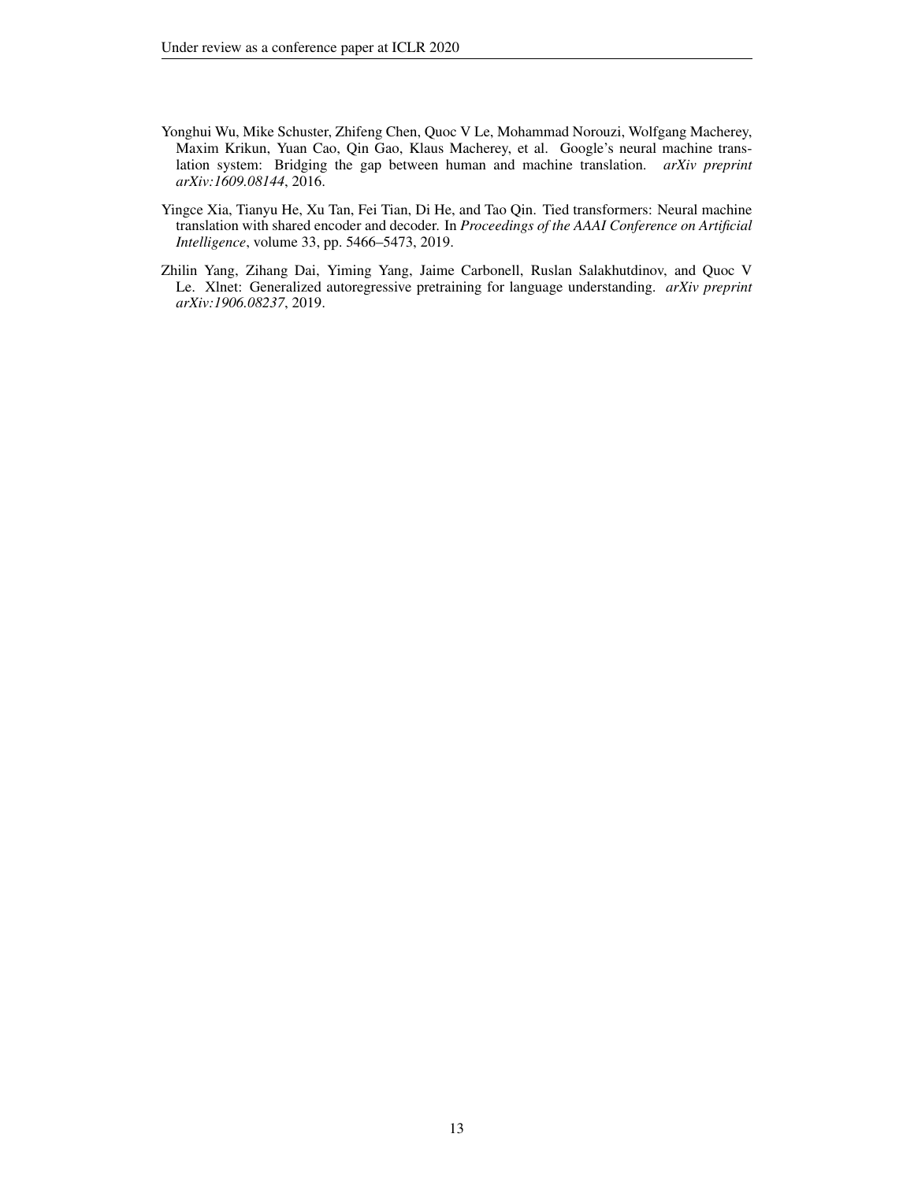Yonghui Wu, Mike Schuster, Zhifeng Chen, Quoc V Le, Mohammad Norouzi, Wolfgang Macherey, Maxim Krikun, Yuan Cao, Qin Gao, Klaus Macherey, et al. Google's neural machine translation system: Bridging the gap between human and machine translation. *arXiv preprint arXiv:1609.08144*, 2016.

Yingce Xia, Tianyu He, Xu Tan, Fei Tian, Di He, and Tao Qin. Tied transformers: Neural machine translation with shared encoder and decoder. In *Proceedings of the AAAI Conference on Artificial Intelligence*, volume 33, pp. 5466–5473, 2019.

Zhilin Yang, Zihang Dai, Yiming Yang, Jaime Carbonell, Ruslan Salakhutdinov, and Quoc V Le. Xlnet: Generalized autoregressive pretraining for language understanding. *arXiv preprint arXiv:1906.08237*, 2019.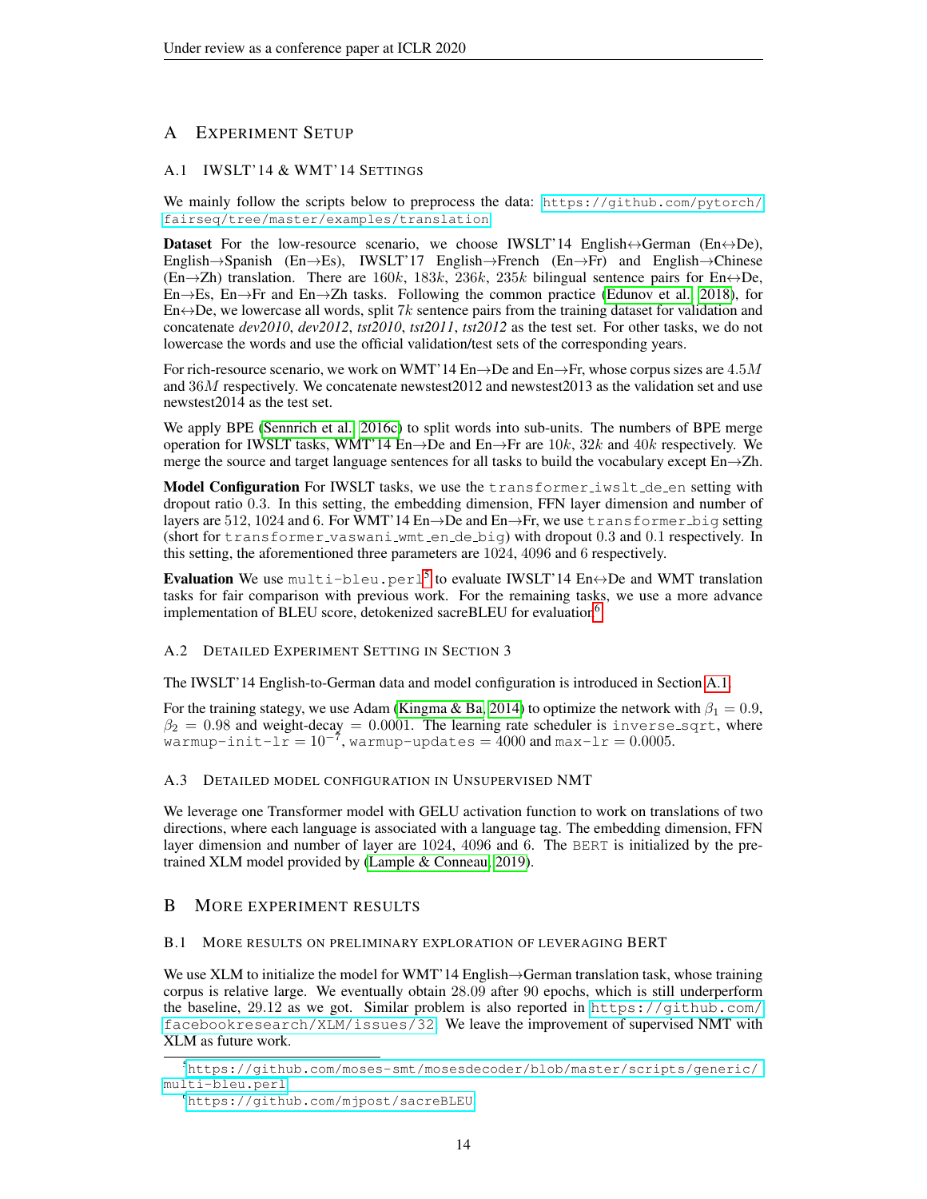# A EXPERIMENT SETUP

## A.1 IWSLT'14 & WMT'14 SETTINGS

We mainly follow the scripts below to preprocess the data: https://github.com/pytorch/fairseq/tree/master/examples/translation

**Dataset** For the low-resource scenario, we choose IWSLT'14 English↔German (En↔De), English→Spanish (En→Es), IWSLT'17 English→French (En→Fr) and English→Chinese (En→Zh) translation. There are $160k$, $183k$, $236k$, $235k$ bilingual sentence pairs for En↔De, En→Es, En→Fr and En→Zh tasks. Following the common practice (Edunov et al., 2018), for En↔De, we lowercase all words, split $7k$ sentence pairs from the training dataset for validation and concatenate *dev2010*, *dev2012*, *tst2010*, *tst2011*, *tst2012* as the test set. For other tasks, we do not lowercase the words and use the official validation/test sets of the corresponding years.

For rich-resource scenario, we work on WMT'14 En→De and En→Fr, whose corpus sizes are $4.5M$ and $36M$ respectively. We concatenate newstest2012 and newstest2013 as the validation set and use newstest2014 as the test set.

We apply BPE (Sennrich et al., 2016c) to split words into sub-units. The numbers of BPE merge operation for IWSLT tasks, WMT'14 En→De and En→Fr are $10k$, $32k$ and $40k$ respectively. We merge the source and target language sentences for all tasks to build the vocabulary except En→Zh.

**Model Configuration** For IWSLT tasks, we use the `transformer_iwslt_de_en` setting with dropout ratio 0.3. In this setting, the embedding dimension, FFN layer dimension and number of layers are 512, 1024 and 6. For WMT'14 En→De and En→Fr, we use `transformer_big` setting (short for `transformer_vaswani_wmt_en_de_big`) with dropout 0.3 and 0.1 respectively. In this setting, the aforementioned three parameters are 1024, 4096 and 6 respectively.

**Evaluation** We use `multi-bleu.perl`[5] to evaluate IWSLT'14 En↔De and WMT translation tasks for fair comparison with previous work. For the remaining tasks, we use a more advance implementation of BLEU score, detokenized sacreBLEU for evaluation[6].

## A.2 DETAILED EXPERIMENT SETTING IN SECTION 3

The IWSLT'14 English-to-German data and model configuration is introduced in Section A.1.

For the training stategy, we use Adam (Kingma & Ba, 2014) to optimize the network with $\beta_1 = 0.9$, $\beta_2 = 0.98$ and weight-decay $= 0.0001$. The learning rate scheduler is `inverse_sqrt`, where `warmup-init-lr` $= 10^{-7}$, `warmup-updates` $= 4000$ and `max-lr` $= 0.0005$.

## A.3 DETAILED MODEL CONFIGURATION IN UNSUPERVISED NMT

We leverage one Transformer model with GELU activation function to work on translations of two directions, where each language is associated with a language tag. The embedding dimension, FFN layer dimension and number of layer are 1024, 4096 and 6. The BERT is initialized by the pre-trained XLM model provided by (Lample & Conneau, 2019).

# B MORE EXPERIMENT RESULTS

## B.1 MORE RESULTS ON PRELIMINARY EXPLORATION OF LEVERAGING BERT

We use XLM to initialize the model for WMT'14 English→German translation task, whose training corpus is relative large. We eventually obtain 28.09 after 90 epochs, which is still underperform the baseline, 29.12 as we got. Similar problem is also reported in https://github.com/facebookresearch/XLM/issues/32. We leave the improvement of supervised NMT with XLM as future work.

---

[5] https://github.com/moses-smt/mosesdecoder/blob/master/scripts/generic/multi-bleu.perl

[6] https://github.com/mjpost/sacreBLEU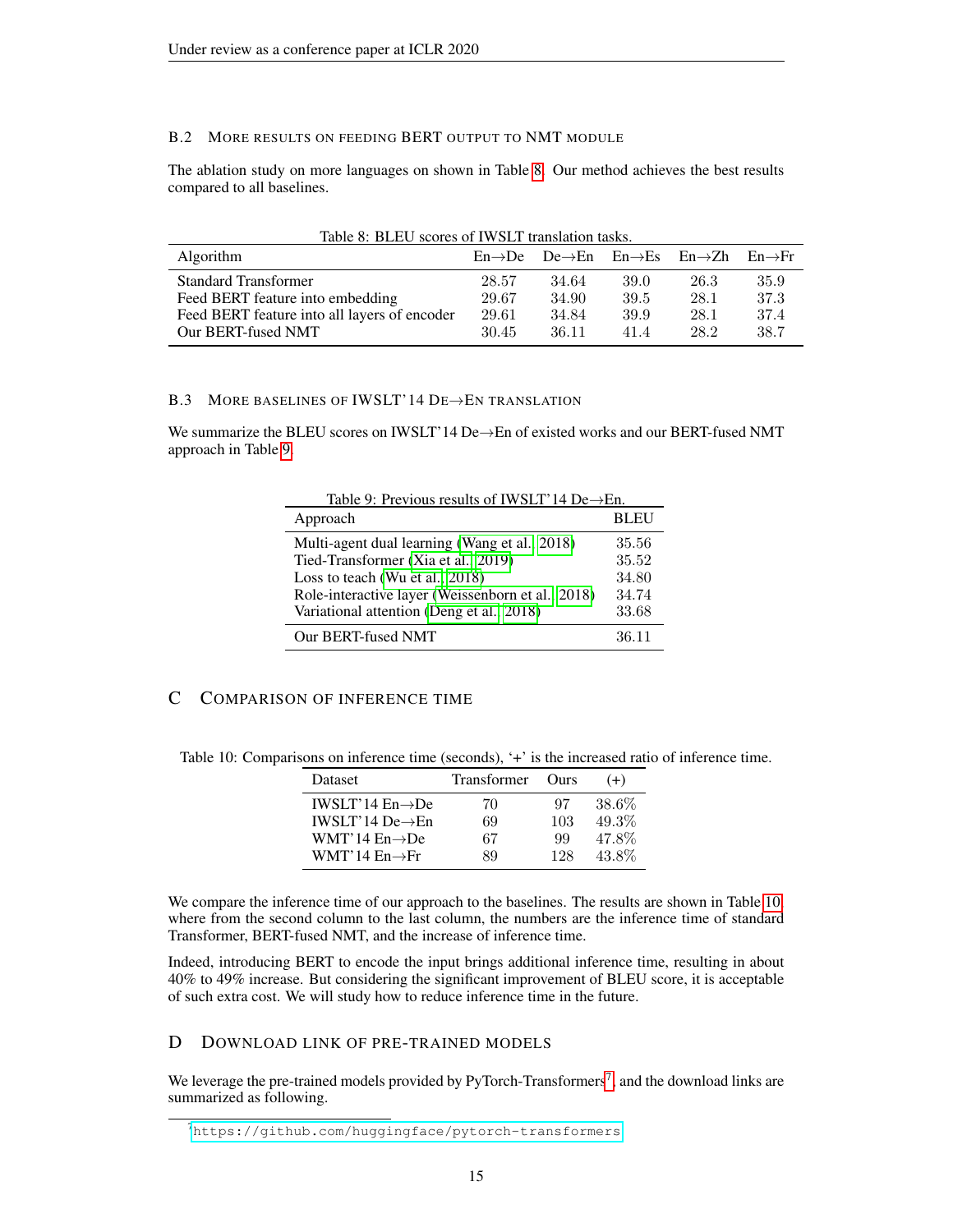### B.2 More results on feeding BERT output to NMT module

The ablation study on more languages on shown in Table 8. Our method achieves the best results compared to all baselines.

Table 8: BLEU scores of IWSLT translation tasks.

| Algorithm | En→De | De→En | En→Es | En→Zh | En→Fr |
|---|---|---|---|---|---|
| Standard Transformer | 28.57 | 34.64 | 39.0 | 26.3 | 35.9 |
| Feed BERT feature into embedding | 29.67 | 34.90 | 39.5 | 28.1 | 37.3 |
| Feed BERT feature into all layers of encoder | 29.61 | 34.84 | 39.9 | 28.1 | 37.4 |
| Our BERT-fused NMT | 30.45 | 36.11 | 41.4 | 28.2 | 38.7 |

### B.3 More baselines of IWSLT'14 De→En translation

We summarize the BLEU scores on IWSLT'14 De→En of existed works and our BERT-fused NMT approach in Table 9.

Table 9: Previous results of IWSLT'14 De→En.

| Approach | BLEU |
|---|---|
| Multi-agent dual learning (Wang et al., 2018) | 35.56 |
| Tied-Transformer (Xia et al., 2019) | 35.52 |
| Loss to teach (Wu et al., 2018) | 34.80 |
| Role-interactive layer (Weissenborn et al., 2018) | 34.74 |
| Variational attention (Deng et al., 2018) | 33.68 |
| Our BERT-fused NMT | 36.11 |

## C Comparison of inference time

Table 10: Comparisons on inference time (seconds), '+' is the increased ratio of inference time.

| Dataset | Transformer | Ours | (+) |
|---|---|---|---|
| IWSLT'14 En→De | 70 | 97 | 38.6% |
| IWSLT'14 De→En | 69 | 103 | 49.3% |
| WMT'14 En→De | 67 | 99 | 47.8% |
| WMT'14 En→Fr | 89 | 128 | 43.8% |

We compare the inference time of our approach to the baselines. The results are shown in Table 10, where from the second column to the last column, the numbers are the inference time of standard Transformer, BERT-fused NMT, and the increase of inference time.

Indeed, introducing BERT to encode the input brings additional inference time, resulting in about 40% to 49% increase. But considering the significant improvement of BLEU score, it is acceptable of such extra cost. We will study how to reduce inference time in the future.

## D Download link of pre-trained models

We leverage the pre-trained models provided by PyTorch-Transformers[7], and the download links are summarized as following.

[7] https://github.com/huggingface/pytorch-transformers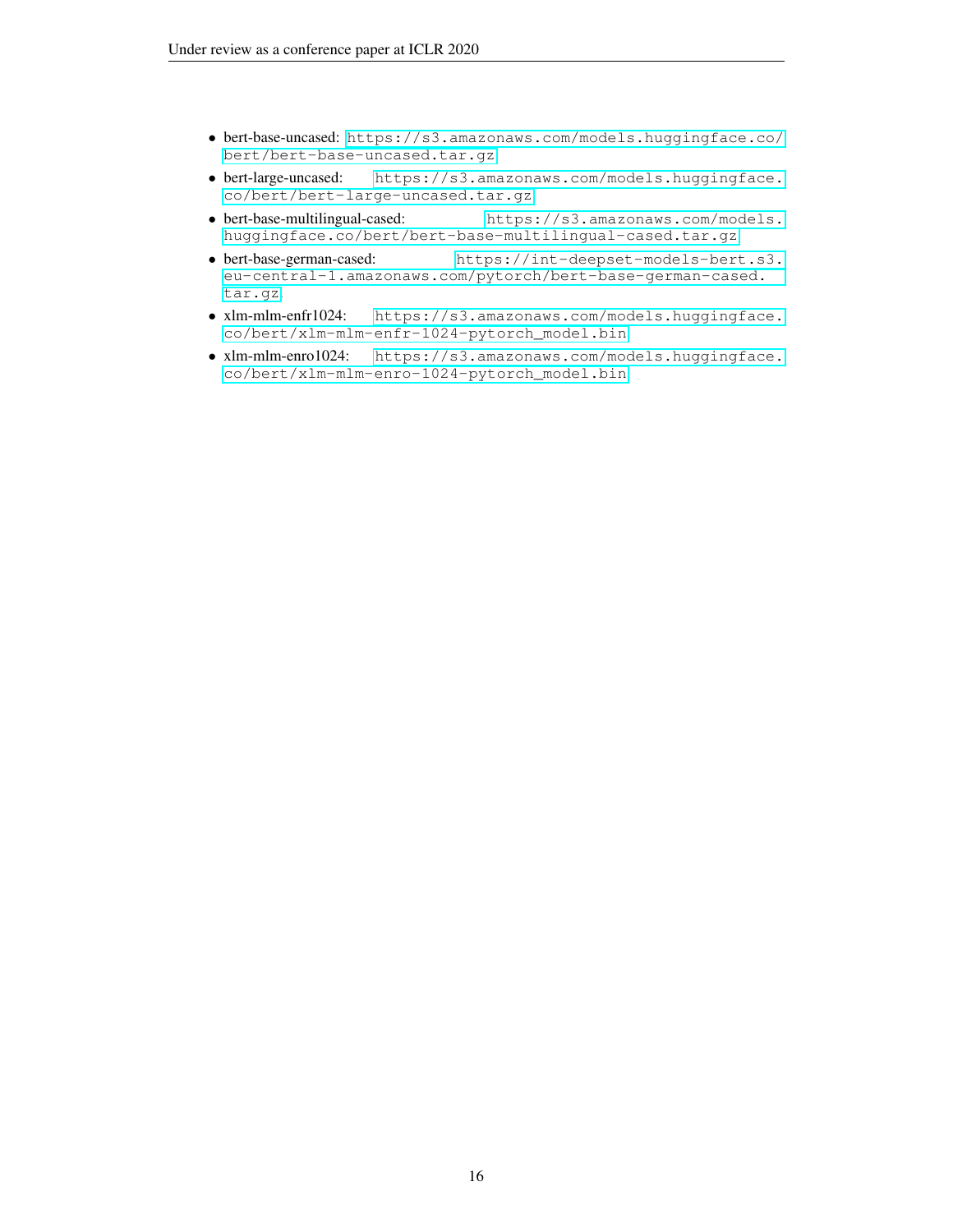- bert-base-uncased: https://s3.amazonaws.com/models.huggingface.co/bert/bert-base-uncased.tar.gz
- bert-large-uncased: https://s3.amazonaws.com/models.huggingface.co/bert/bert-large-uncased.tar.gz
- bert-base-multilingual-cased: https://s3.amazonaws.com/models.huggingface.co/bert/bert-base-multilingual-cased.tar.gz
- bert-base-german-cased: https://int-deepset-models-bert.s3.eu-central-1.amazonaws.com/pytorch/bert-base-german-cased.tar.gz
- xlm-mlm-enfr1024: https://s3.amazonaws.com/models.huggingface.co/bert/xlm-mlm-enfr-1024-pytorch_model.bin
- xlm-mlm-enro1024: https://s3.amazonaws.com/models.huggingface.co/bert/xlm-mlm-enro-1024-pytorch_model.bin